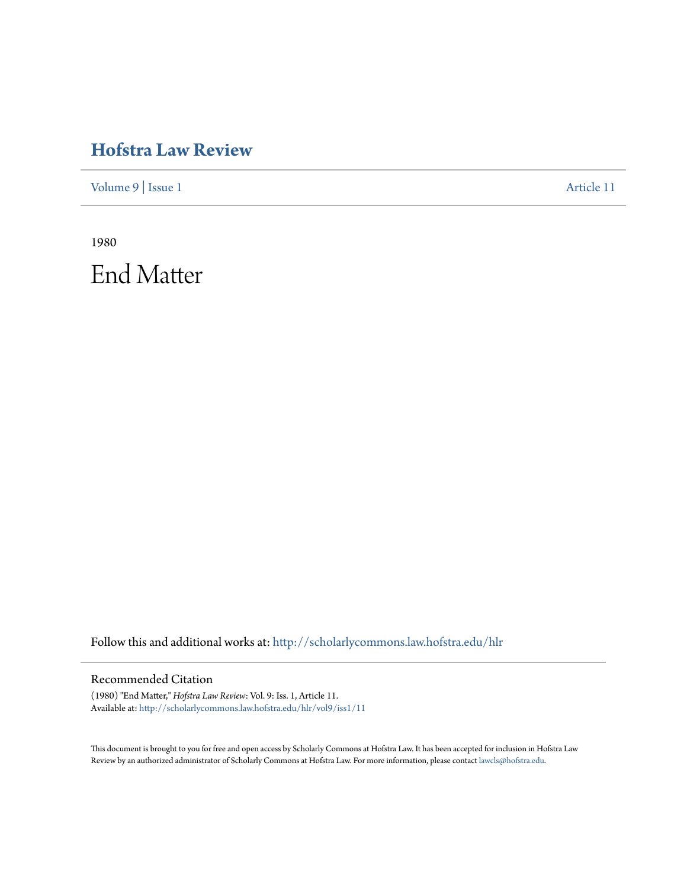# Hofstra Law Review

Volume 9 | Issue 1 Article 11

1980

# End Matter

Follow this and additional works at: http://scholarlycommons.law.hofstra.edu/hlr

## Recommended Citation

(1980) "End Matter," *Hofstra Law Review*: Vol. 9: Iss. 1, Article 11.
Available at: http://scholarlycommons.law.hofstra.edu/hlr/vol9/iss1/11

This document is brought to you for free and open access by Scholarly Commons at Hofstra Law. It has been accepted for inclusion in Hofstra Law Review by an authorized administrator of Scholarly Commons at Hofstra Law. For more information, please contact lawcls@hofstra.edu.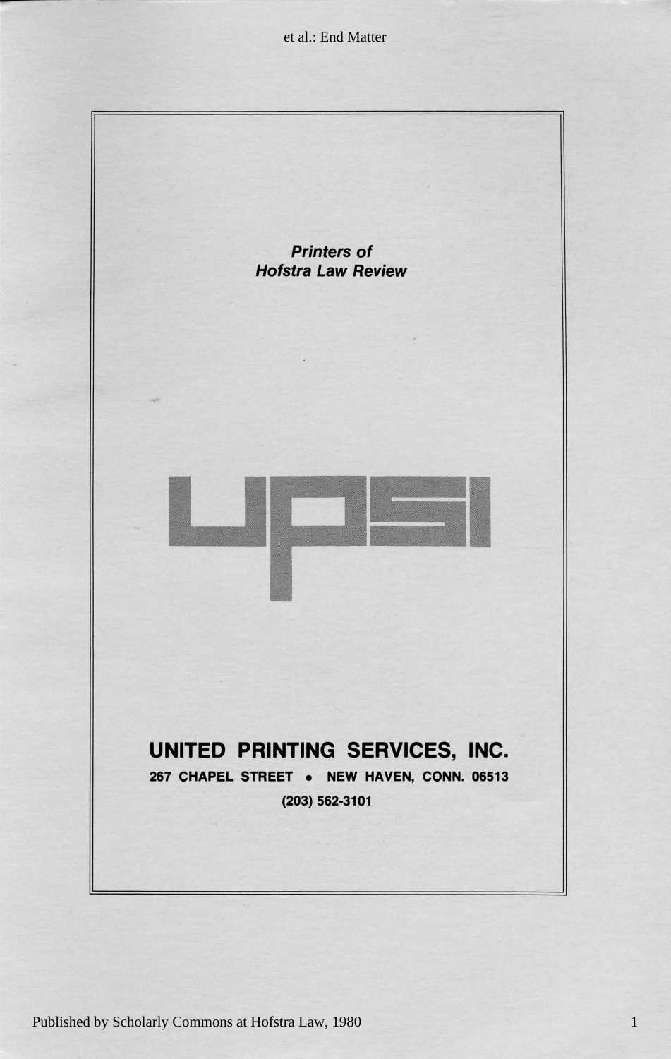***Printers of***
***Hofstra Law Review***

**UNITED PRINTING SERVICES, INC.**

**267 CHAPEL STREET • NEW HAVEN, CONN. 06513**

**(203) 562-3101**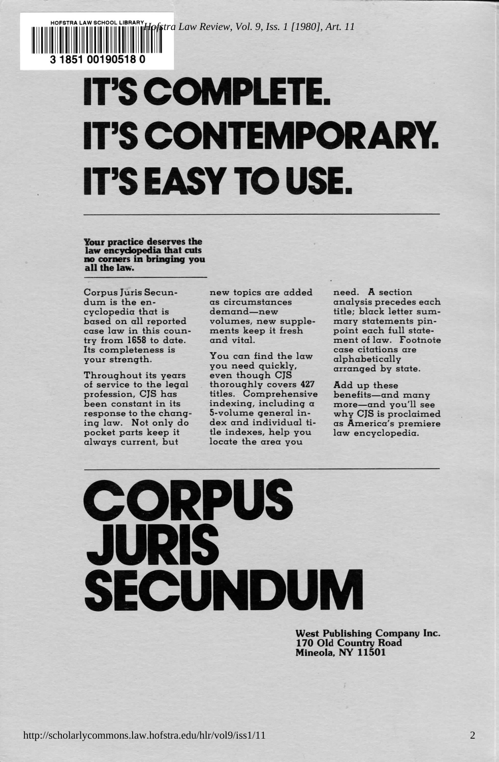# IT'S COMPLETE.
# IT'S CONTEMPORARY.
# IT'S EASY TO USE.

**Your practice deserves the law encyclopedia that cuts no corners in bringing you all the law.**

Corpus Juris Secundum is the encyclopedia that is based on all reported case law in this country from 1658 to date. Its completeness is your strength.

Throughout its years of service to the legal profession, CJS has been constant in its response to the changing law. Not only do pocket parts keep it always current, but new topics are added as circumstances demand—new volumes, new supplements keep it fresh and vital.

You can find the law you need quickly, even though CJS thoroughly covers 427 titles. Comprehensive indexing, including a 5-volume general index and individual title indexes, help you locate the area you need. A section analysis precedes each title; black letter summary statements pinpoint each full statement of law. Footnote case citations are alphabetically arranged by state.

Add up these benefits—and many more—and you'll see why CJS is proclaimed as America's premiere law encyclopedia.

# CORPUS JURIS SECUNDUM

**West Publishing Company Inc.**
**170 Old Country Road**
**Mineola, NY 11501**